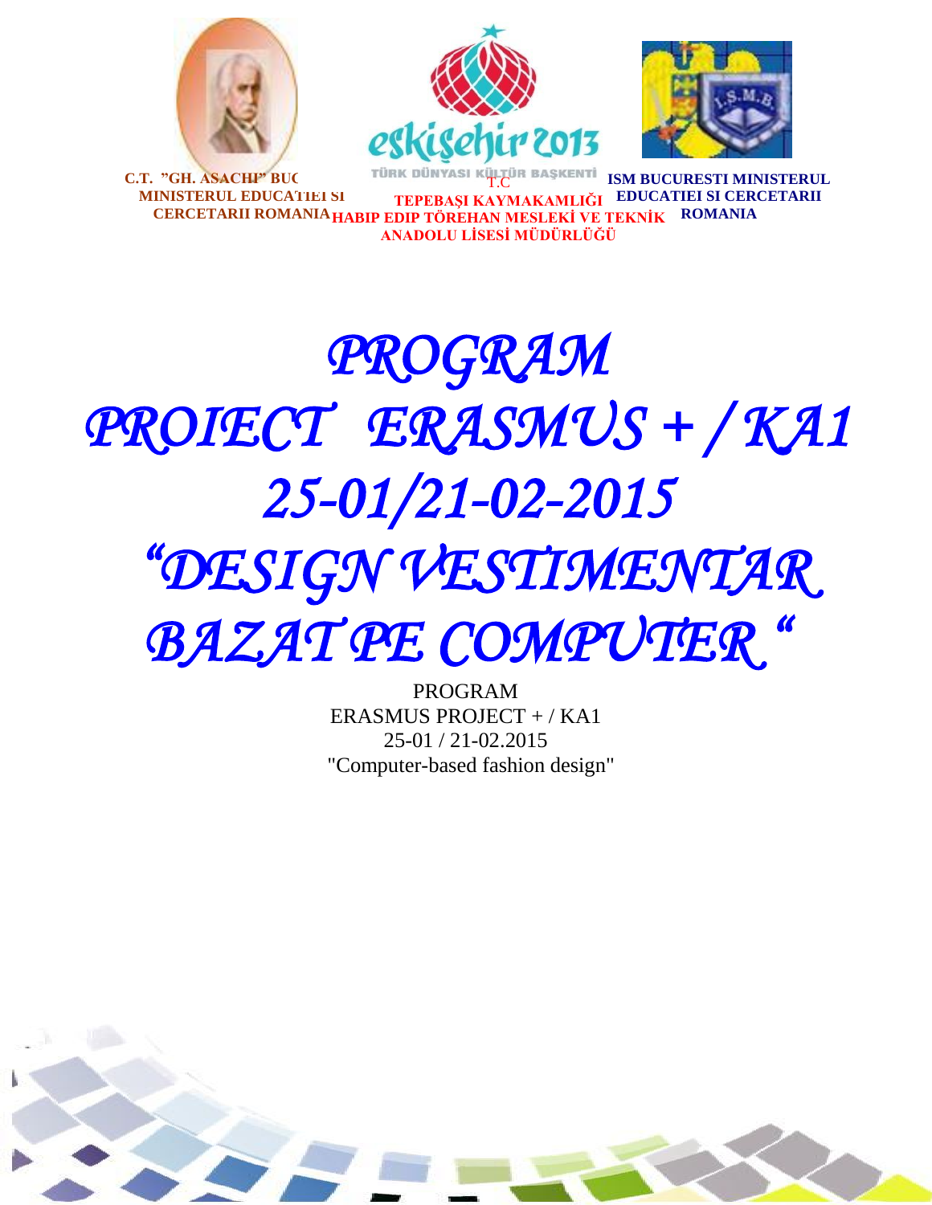C.T. "GH. ASACHI" BUC
MINISTERUL EDUCATIEI SI
CERCETARII ROMANIA

TÜRK DÜNYASI KÜLTÜR BAŞKENTİ
T.C
TEPEBAŞI KAYMAKAMLIĞI
HABIP EDIP TÖREHAN MESLEKİ VE TEKNİK
ANADOLU LİSESİ MÜDÜRLÜĞÜ

ISM BUCURESTI MINISTERUL
EDUCATIEI SI CERCETARII
ROMANIA

# *PROGRAM*
# *PROIECT ERASMUS + / KA1*
# *25-01/21-02-2015*
# *"DESIGN VESTIMENTAR BAZAT PE COMPUTER "*

PROGRAM
ERASMUS PROJECT + / KA1
25-01 / 21-02.2015
"Computer-based fashion design"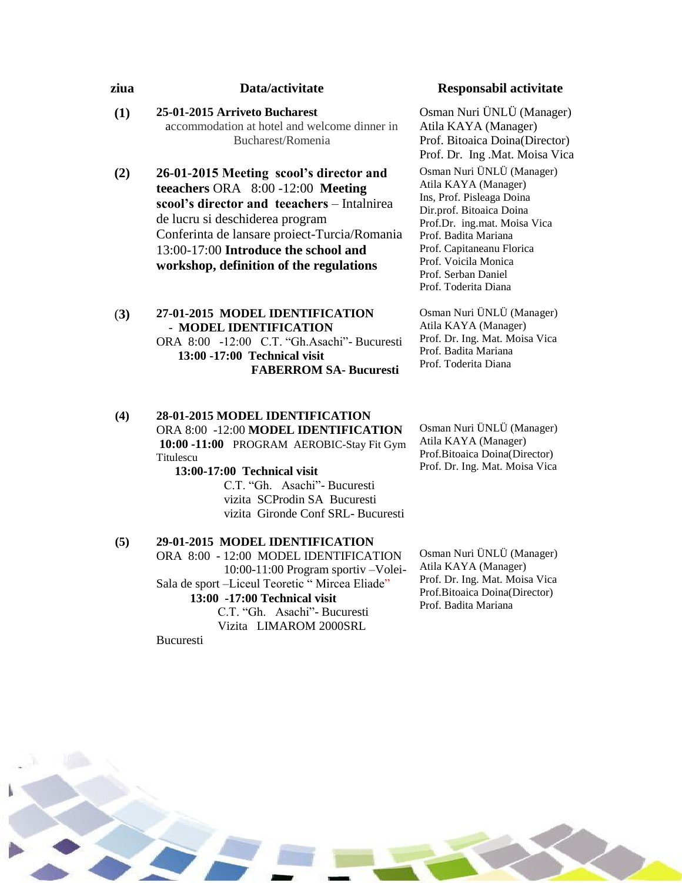| ziua | Data/activitate | Responsabil activitate |
|---|---|---|
| **(1)** | **25-01-2015 Arriveto Bucharest** accommodation at hotel and welcome dinner in Bucharest/Romenia | Osman Nuri ÜNLÜ (Manager)<br>Atila KAYA (Manager)<br>Prof. Bitoaica Doina(Director)<br>Prof. Dr. Ing .Mat. Moisa Vica |
| **(2)** | **26-01-2015 Meeting scool's director and teeachers** ORA 8:00 -12:00 **Meeting scool's director and teeachers** – Intalnirea de lucru si deschiderea program Conferinta de lansare proiect-Turcia/Romania 13:00-17:00 **Introduce the school and workshop, definition of the regulations** | Osman Nuri ÜNLÜ (Manager)<br>Atila KAYA (Manager)<br>Ins, Prof. Pisleaga Doina<br>Dir.prof. Bitoaica Doina<br>Prof.Dr. ing.mat. Moisa Vica<br>Prof. Badita Mariana<br>Prof. Capitaneanu Florica<br>Prof. Voicila Monica<br>Prof. Serban Daniel<br>Prof. Toderita Diana |
| (**3)** | **27-01-2015 MODEL IDENTIFICATION** - **MODEL IDENTIFICATION** ORA 8:00 -12:00 C.T. "Gh.Asachi"- Bucuresti **13:00 -17:00 Technical visit FABERROM SA- Bucuresti** | Osman Nuri ÜNLÜ (Manager)<br>Atila KAYA (Manager)<br>Prof. Dr. Ing. Mat. Moisa Vica<br>Prof. Badita Mariana<br>Prof. Toderita Diana |
| **(4)** | **28-01-2015 MODEL IDENTIFICATION** ORA 8:00 -12:00 **MODEL IDENTIFICATION** **10:00 -11:00** PROGRAM AEROBIC-Stay Fit Gym Titulescu **13:00-17:00 Technical visit** C.T. "Gh. Asachi"- Bucuresti vizita SCProdin SA Bucuresti vizita Gironde Conf SRL- Bucuresti | Osman Nuri ÜNLÜ (Manager)<br>Atila KAYA (Manager)<br>Prof.Bitoaica Doina(Director)<br>Prof. Dr. Ing. Mat. Moisa Vica |
| **(5)** | **29-01-2015 MODEL IDENTIFICATION** ORA 8:00 - 12:00 MODEL IDENTIFICATION 10:00-11:00 Program sportiv –Volei-Sala de sport –Liceul Teoretic " Mircea Eliade" **13:00 -17:00 Technical visit** C.T. "Gh. Asachi"- Bucuresti Vizita LIMAROM 2000SRL Bucuresti | Osman Nuri ÜNLÜ (Manager)<br>Atila KAYA (Manager)<br>Prof. Dr. Ing. Mat. Moisa Vica<br>Prof.Bitoaica Doina(Director)<br>Prof. Badita Mariana |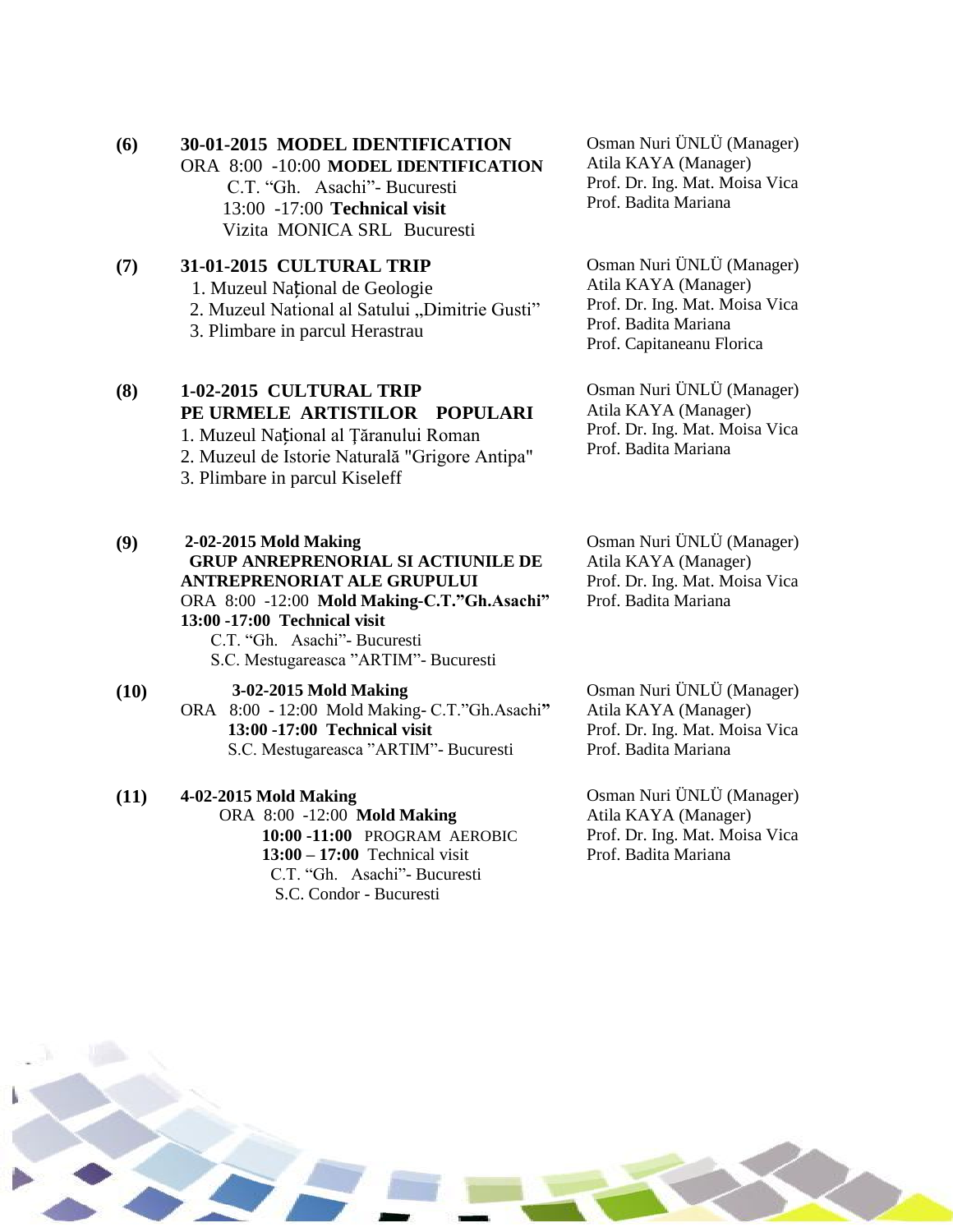**(6)** **30-01-2015 MODEL IDENTIFICATION**
ORA 8:00 -10:00 **MODEL IDENTIFICATION**
C.T. "Gh. Asachi"- Bucuresti
13:00 -17:00 **Technical visit**
Vizita MONICA SRL Bucuresti

Osman Nuri ÜNLÜ (Manager)
Atila KAYA (Manager)
Prof. Dr. Ing. Mat. Moisa Vica
Prof. Badita Mariana

**(7)** **31-01-2015 CULTURAL TRIP**
1. Muzeul Național de Geologie
2. Muzeul National al Satului „Dimitrie Gusti"
3. Plimbare in parcul Herastrau

Osman Nuri ÜNLÜ (Manager)
Atila KAYA (Manager)
Prof. Dr. Ing. Mat. Moisa Vica
Prof. Badita Mariana
Prof. Capitaneanu Florica

**(8)** **1-02-2015 CULTURAL TRIP**
**PE URMELE ARTISTILOR POPULARI**
1. Muzeul Național al Țăranului Roman
2. Muzeul de Istorie Naturală "Grigore Antipa"
3. Plimbare in parcul Kiseleff

Osman Nuri ÜNLÜ (Manager)
Atila KAYA (Manager)
Prof. Dr. Ing. Mat. Moisa Vica
Prof. Badita Mariana

**(9)** **2-02-2015 Mold Making**
**GRUP ANREPRENORIAL SI ACTIUNILE DE ANTREPRENORIAT ALE GRUPULUI**
ORA 8:00 -12:00 **Mold Making-C.T."Gh.Asachi"**
**13:00 -17:00 Technical visit**
C.T. "Gh. Asachi"- Bucuresti
S.C. Mestugareasca "ARTIM"- Bucuresti

Osman Nuri ÜNLÜ (Manager)
Atila KAYA (Manager)
Prof. Dr. Ing. Mat. Moisa Vica
Prof. Badita Mariana

**(10)** **3-02-2015 Mold Making**
ORA 8:00 - 12:00 Mold Making- C.T."Gh.Asachi"
**13:00 -17:00 Technical visit**
S.C. Mestugareasca "ARTIM"- Bucuresti

Osman Nuri ÜNLÜ (Manager)
Atila KAYA (Manager)
Prof. Dr. Ing. Mat. Moisa Vica
Prof. Badita Mariana

**(11)** **4-02-2015 Mold Making**
ORA 8:00 -12:00 **Mold Making**
**10:00 -11:00** PROGRAM AEROBIC
**13:00 – 17:00** Technical visit
C.T. "Gh. Asachi"- Bucuresti
S.C. Condor - Bucuresti

Osman Nuri ÜNLÜ (Manager)
Atila KAYA (Manager)
Prof. Dr. Ing. Mat. Moisa Vica
Prof. Badita Mariana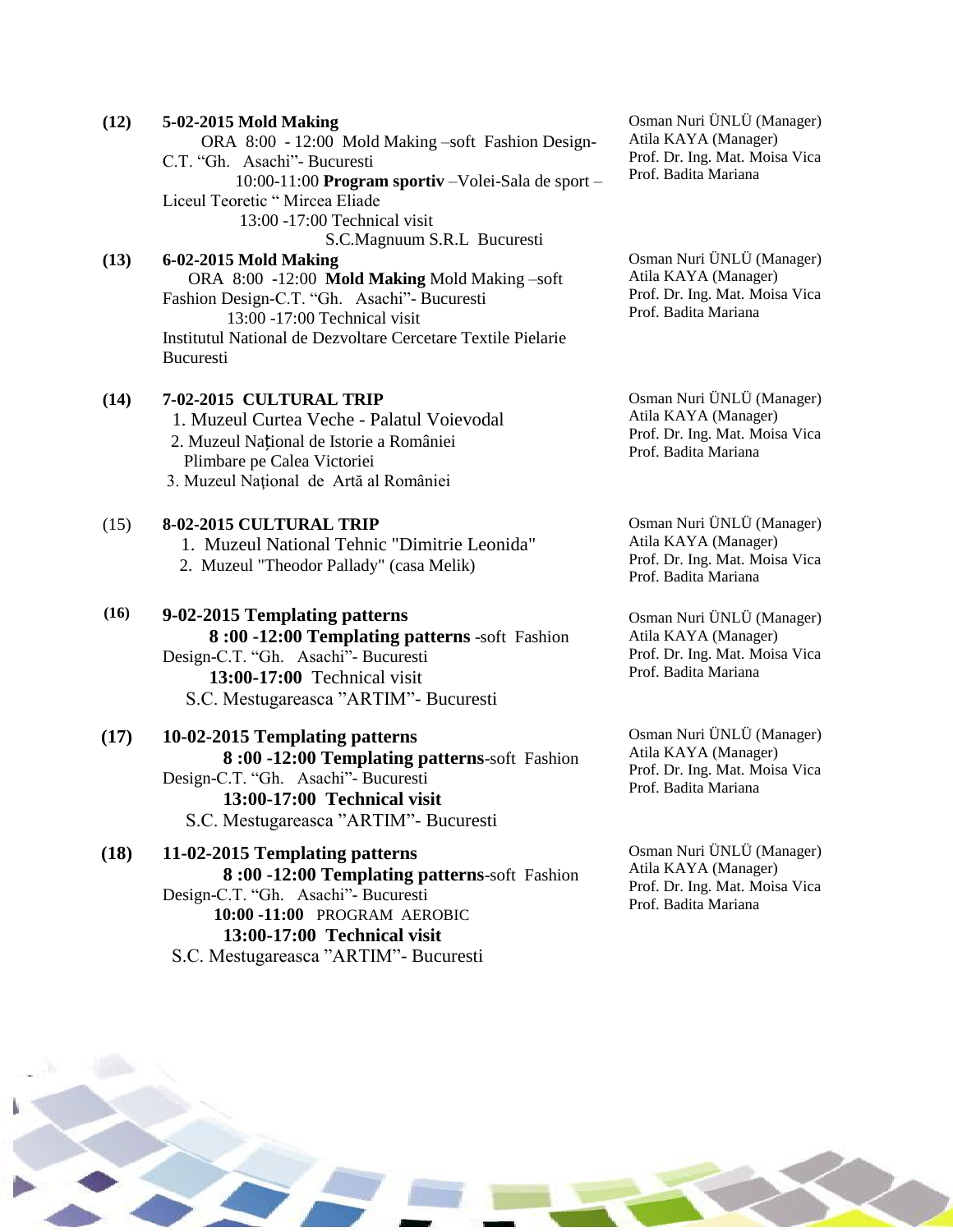**(12)** **5-02-2015 Mold Making**

ORA 8:00 - 12:00 Mold Making –soft Fashion Design-C.T. "Gh. Asachi"- Bucuresti

10:00-11:00 **Program sportiv** –Volei-Sala de sport – Liceul Teoretic " Mircea Eliade

13:00 -17:00 Technical visit

S.C.Magnuum S.R.L Bucuresti

Osman Nuri ÜNLÜ (Manager)
Atila KAYA (Manager)
Prof. Dr. Ing. Mat. Moisa Vica
Prof. Badita Mariana

**(13)** **6-02-2015 Mold Making**

ORA 8:00 -12:00 **Mold Making** Mold Making –soft Fashion Design-C.T. "Gh. Asachi"- Bucuresti

13:00 -17:00 Technical visit

Institutul National de Dezvoltare Cercetare Textile Pielarie Bucuresti

Osman Nuri ÜNLÜ (Manager)
Atila KAYA (Manager)
Prof. Dr. Ing. Mat. Moisa Vica
Prof. Badita Mariana

**(14)** **7-02-2015 CULTURAL TRIP**

1. Muzeul Curtea Veche - Palatul Voievodal
2. Muzeul Naţional de Istorie a României
   Plimbare pe Calea Victoriei
3. Muzeul Naţional de Artă al României

Osman Nuri ÜNLÜ (Manager)
Atila KAYA (Manager)
Prof. Dr. Ing. Mat. Moisa Vica
Prof. Badita Mariana

(15) **8-02-2015 CULTURAL TRIP**

1. Muzeul National Tehnic "Dimitrie Leonida"
2. Muzeul "Theodor Pallady" (casa Melik)

Osman Nuri ÜNLÜ (Manager)
Atila KAYA (Manager)
Prof. Dr. Ing. Mat. Moisa Vica
Prof. Badita Mariana

**(16)** **9-02-2015 Templating patterns**

**8 :00 -12:00 Templating patterns** -soft Fashion Design-C.T. "Gh. Asachi"- Bucuresti

**13:00-17:00** Technical visit

S.C. Mestugareasca "ARTIM"- Bucuresti

Osman Nuri ÜNLÜ (Manager)
Atila KAYA (Manager)
Prof. Dr. Ing. Mat. Moisa Vica
Prof. Badita Mariana

**(17)** **10-02-2015 Templating patterns**

**8 :00 -12:00 Templating patterns**-soft Fashion Design-C.T. "Gh. Asachi"- Bucuresti

**13:00-17:00 Technical visit**

S.C. Mestugareasca "ARTIM"- Bucuresti

Osman Nuri ÜNLÜ (Manager)
Atila KAYA (Manager)
Prof. Dr. Ing. Mat. Moisa Vica
Prof. Badita Mariana

**(18)** **11-02-2015 Templating patterns**

**8 :00 -12:00 Templating patterns**-soft Fashion Design-C.T. "Gh. Asachi"- Bucuresti

**10:00 -11:00** PROGRAM AEROBIC

**13:00-17:00 Technical visit**

S.C. Mestugareasca "ARTIM"- Bucuresti

Osman Nuri ÜNLÜ (Manager)
Atila KAYA (Manager)
Prof. Dr. Ing. Mat. Moisa Vica
Prof. Badita Mariana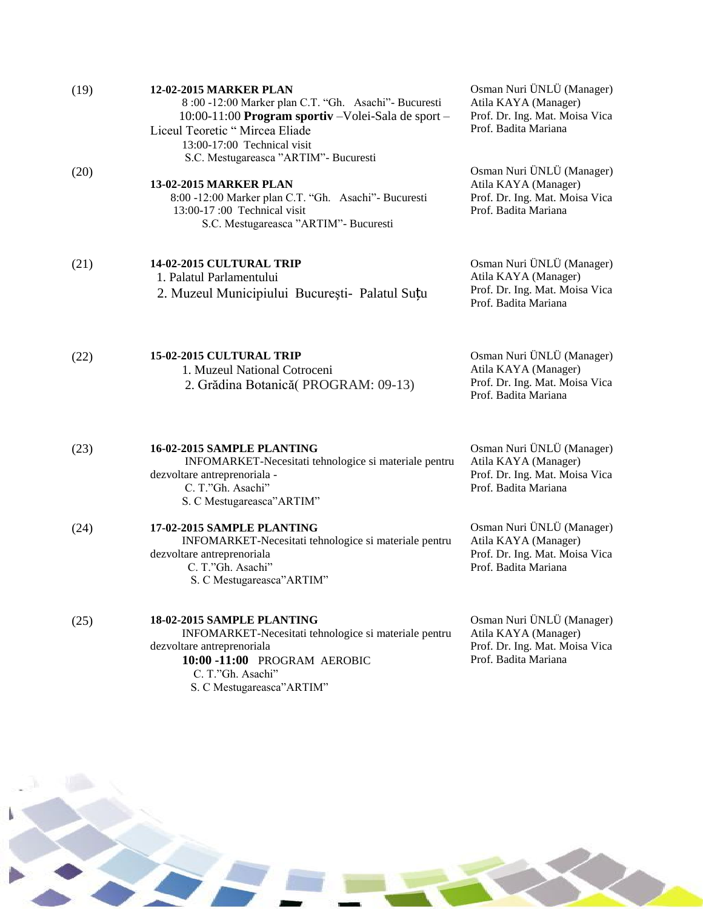| | | |
|---|---|---|
| (19) | **12-02-2015 MARKER PLAN**<br>8 :00 -12:00 Marker plan C.T. "Gh. Asachi"- Bucuresti<br>10:00-11:00 **Program sportiv** –Volei-Sala de sport – Liceul Teoretic " Mircea Eliade<br>13:00-17:00 Technical visit<br>S.C. Mestugareasca "ARTIM"- Bucuresti | Osman Nuri ÜNLÜ (Manager)<br>Atila KAYA (Manager)<br>Prof. Dr. Ing. Mat. Moisa Vica<br>Prof. Badita Mariana |
| (20) | **13-02-2015 MARKER PLAN**<br>8:00 -12:00 Marker plan C.T. "Gh. Asachi"- Bucuresti<br>13:00-17 :00 Technical visit<br>S.C. Mestugareasca "ARTIM"- Bucuresti | Osman Nuri ÜNLÜ (Manager)<br>Atila KAYA (Manager)<br>Prof. Dr. Ing. Mat. Moisa Vica<br>Prof. Badita Mariana |
| (21) | **14-02-2015 CULTURAL TRIP**<br>1. Palatul Parlamentului<br>2. Muzeul Municipiului Bucureşti- Palatul Suţu | Osman Nuri ÜNLÜ (Manager)<br>Atila KAYA (Manager)<br>Prof. Dr. Ing. Mat. Moisa Vica<br>Prof. Badita Mariana |
| (22) | **15-02-2015 CULTURAL TRIP**<br>1. Muzeul National Cotroceni<br>2. Grădina Botanică( PROGRAM: 09-13) | Osman Nuri ÜNLÜ (Manager)<br>Atila KAYA (Manager)<br>Prof. Dr. Ing. Mat. Moisa Vica<br>Prof. Badita Mariana |
| (23) | **16-02-2015 SAMPLE PLANTING**<br>INFOMARKET-Necesitati tehnologice si materiale pentru dezvoltare antreprenoriala -<br>C. T."Gh. Asachi"<br>S. C Mestugareasca"ARTIM" | Osman Nuri ÜNLÜ (Manager)<br>Atila KAYA (Manager)<br>Prof. Dr. Ing. Mat. Moisa Vica<br>Prof. Badita Mariana |
| (24) | **17-02-2015 SAMPLE PLANTING**<br>INFOMARKET-Necesitati tehnologice si materiale pentru dezvoltare antreprenoriala<br>C. T."Gh. Asachi"<br>S. C Mestugareasca"ARTIM" | Osman Nuri ÜNLÜ (Manager)<br>Atila KAYA (Manager)<br>Prof. Dr. Ing. Mat. Moisa Vica<br>Prof. Badita Mariana |
| (25) | **18-02-2015 SAMPLE PLANTING**<br>INFOMARKET-Necesitati tehnologice si materiale pentru dezvoltare antreprenoriala<br>**10:00 -11:00** PROGRAM AEROBIC<br>C. T."Gh. Asachi"<br>S. C Mestugareasca"ARTIM" | Osman Nuri ÜNLÜ (Manager)<br>Atila KAYA (Manager)<br>Prof. Dr. Ing. Mat. Moisa Vica<br>Prof. Badita Mariana |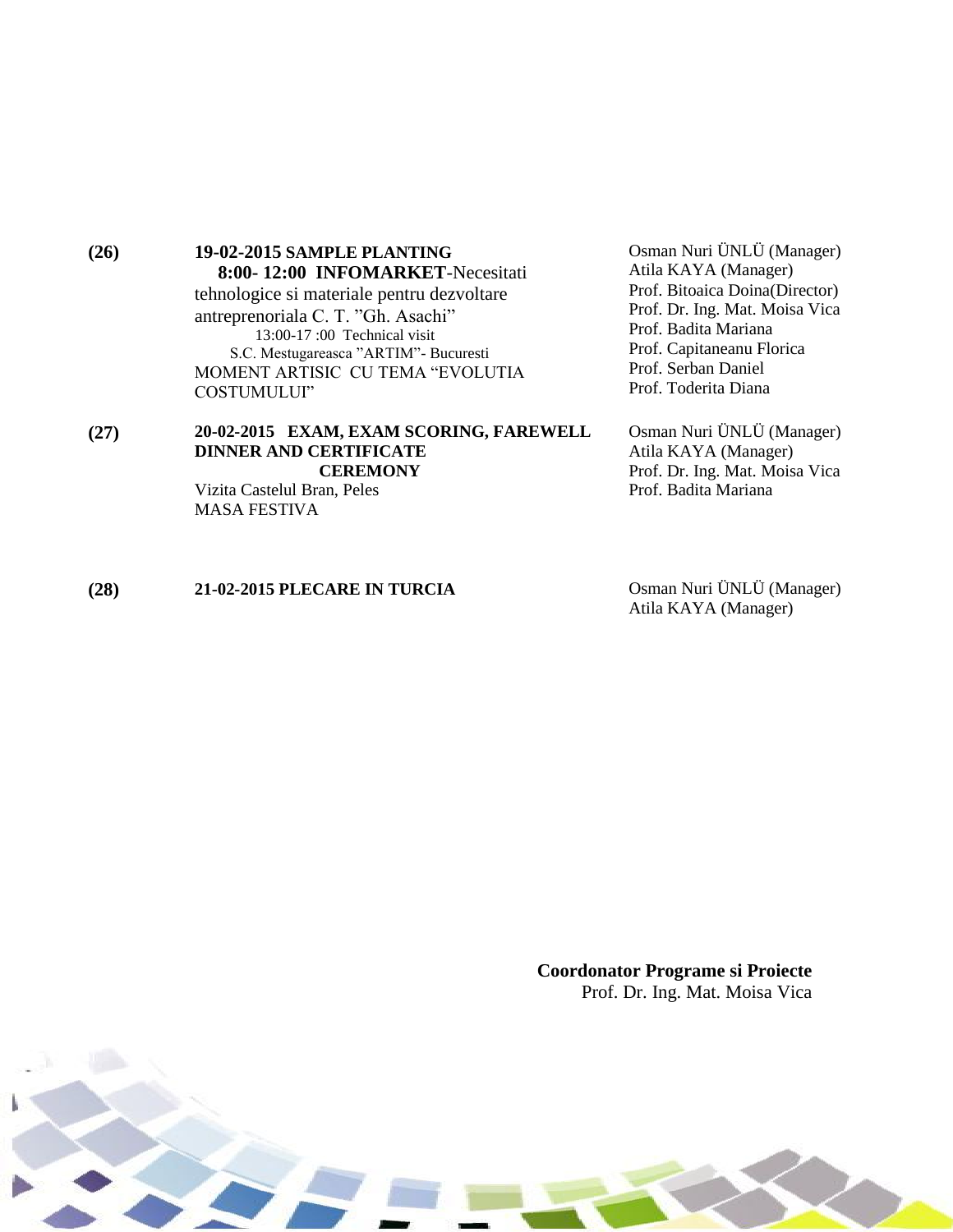| | | |
|---|---|---|
| **(26)** | **19-02-2015 SAMPLE PLANTING**<br>**8:00- 12:00 INFOMARKET**-Necesitati tehnologice si materiale pentru dezvoltare antreprenoriala C. T. "Gh. Asachi"<br>13:00-17 :00 Technical visit<br>S.C. Mestugareasca "ARTIM"- Bucuresti<br>MOMENT ARTISIC CU TEMA "EVOLUTIA COSTUMULUI" | Osman Nuri ÜNLÜ (Manager)<br>Atila KAYA (Manager)<br>Prof. Bitoaica Doina(Director)<br>Prof. Dr. Ing. Mat. Moisa Vica<br>Prof. Badita Mariana<br>Prof. Capitaneanu Florica<br>Prof. Serban Daniel<br>Prof. Toderita Diana |
| **(27)** | **20-02-2015 EXAM, EXAM SCORING, FAREWELL DINNER AND CERTIFICATE CEREMONY**<br>Vizita Castelul Bran, Peles<br>MASA FESTIVA | Osman Nuri ÜNLÜ (Manager)<br>Atila KAYA (Manager)<br>Prof. Dr. Ing. Mat. Moisa Vica<br>Prof. Badita Mariana |
| **(28)** | **21-02-2015 PLECARE IN TURCIA** | Osman Nuri ÜNLÜ (Manager)<br>Atila KAYA (Manager) |

**Coordonator Programe si Proiecte**
Prof. Dr. Ing. Mat. Moisa Vica